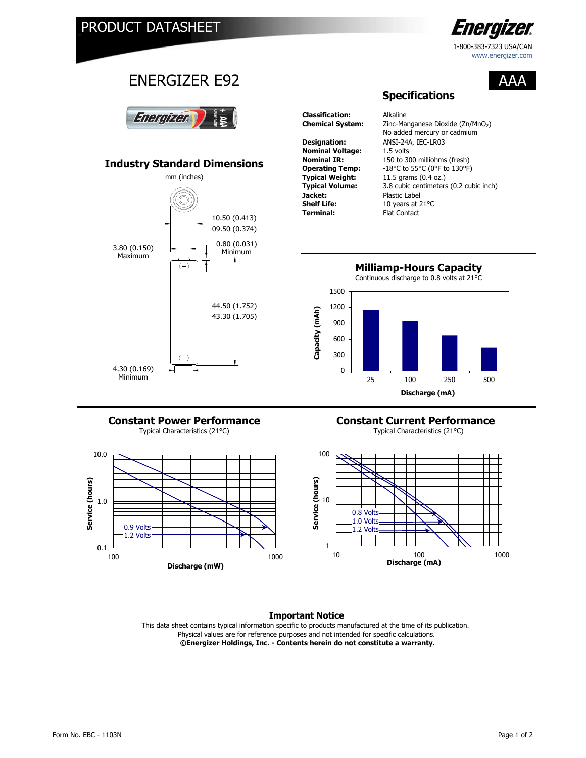# PRODUCT DATASHEET

Energizer

1-800-383-7323 USA/CAN
www.energizer.com

# ENERGIZER E92

AAA

## Specifications

| | |
|---|---|
| **Classification:** | Alkaline |
| **Chemical System:** | Zinc-Manganese Dioxide ($Zn/MnO_2$) No added mercury or cadmium |
| **Designation:** | ANSI-24A, IEC-LR03 |
| **Nominal Voltage:** | 1.5 volts |
| **Nominal IR:** | 150 to 300 milliohms (fresh) |
| **Operating Temp:** | -18°C to 55°C (0°F to 130°F) |
| **Typical Weight:** | 11.5 grams (0.4 oz.) |
| **Typical Volume:** | 3.8 cubic centimeters (0.2 cubic inch) |
| **Jacket:** | Plastic Label |
| **Shelf Life:** | 10 years at 21°C |
| **Terminal:** | Flat Contact |

## Industry Standard Dimensions

mm (inches)

- 10.50 (0.413) / 09.50 (0.374)
- 0.80 (0.031) Minimum
- 3.80 (0.150) Maximum
- 44.50 (1.752) / 43.30 (1.705)
- 4.30 (0.169) Minimum

## Milliamp-Hours Capacity

Continuous discharge to 0.8 volts at 21°C

Capacity (mAh) vs. Discharge (mA): 25, 100, 250, 500

## Constant Power Performance

Typical Characteristics (21°C)

Service (hours) vs. Discharge (mW); curves: 0.9 Volts, 1.2 Volts

## Constant Current Performance

Typical Characteristics (21°C)

Service (hours) vs. Discharge (mA); curves: 0.8 Volts, 1.0 Volts, 1.2 Volts

**Important Notice**

This data sheet contains typical information specific to products manufactured at the time of its publication.
Physical values are for reference purposes and not intended for specific calculations.
**©Energizer Holdings, Inc. - Contents herein do not constitute a warranty.**

Form No. EBC - 1103N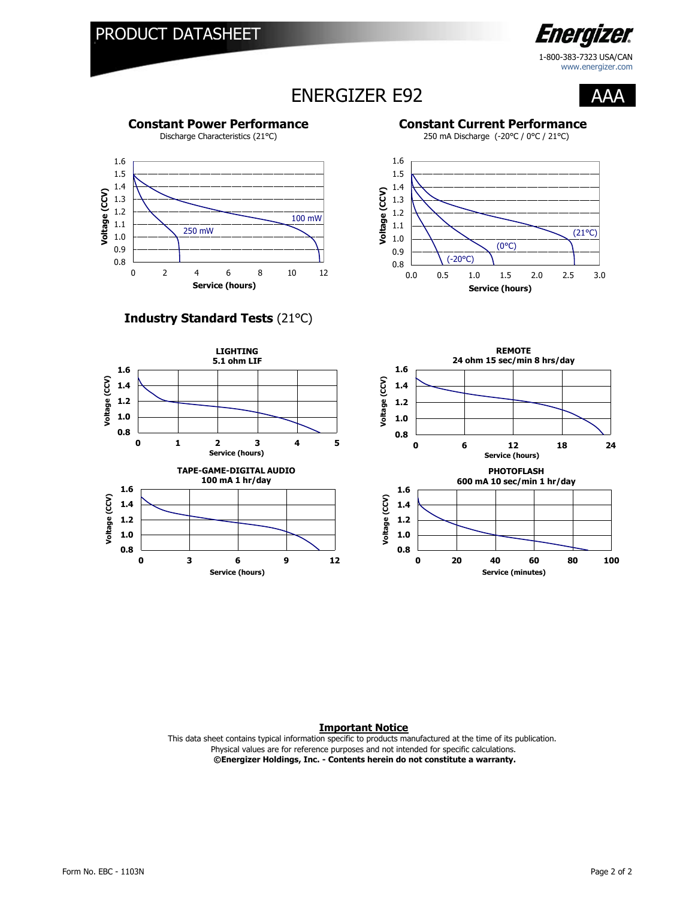PRODUCT DATASHEET

**Energizer**

1-800-383-7323 USA/CAN
www.energizer.com

# ENERGIZER E92

AAA

## Constant Power Performance

Discharge Characteristics (21°C)

1.6
1.5
1.4
1.3
1.2
1.1
1.0
0.9
0.8

Voltage (CCV)

100 mW

250 mW

0 2 4 6 8 10 12

Service (hours)

## Constant Current Performance

250 mA Discharge (-20°C / 0°C / 21°C)

1.6
1.5
1.4
1.3
1.2
1.1
1.0
0.9
0.8

Voltage (CCV)

(21°C)

(0°C)

(-20°C)

0.0 0.5 1.0 1.5 2.0 2.5 3.0

Service (hours)

## Industry Standard Tests (21°C)

**LIGHTING**
**5.1 ohm LIF**

1.6
1.4
1.2
1.0
0.8

Voltage (CCV)

0 1 2 3 4 5

Service (hours)

**REMOTE**
**24 ohm 15 sec/min 8 hrs/day**

1.6
1.4
1.2
1.0
0.8

Voltage (CCV)

0 6 12 18 24

Service (hours)

**TAPE-GAME-DIGITAL AUDIO**
**100 mA 1 hr/day**

1.6
1.4
1.2
1.0
0.8

Voltage (CCV)

0 3 6 9 12

Service (hours)

**PHOTOFLASH**
**600 mA 10 sec/min 1 hr/day**

1.6
1.4
1.2
1.0
0.8

Voltage (CCV)

0 20 40 60 80 100

Service (minutes)

**Important Notice**

This data sheet contains typical information specific to products manufactured at the time of its publication.
Physical values are for reference purposes and not intended for specific calculations.
**©Energizer Holdings, Inc. - Contents herein do not constitute a warranty.**

Form No. EBC - 1103N